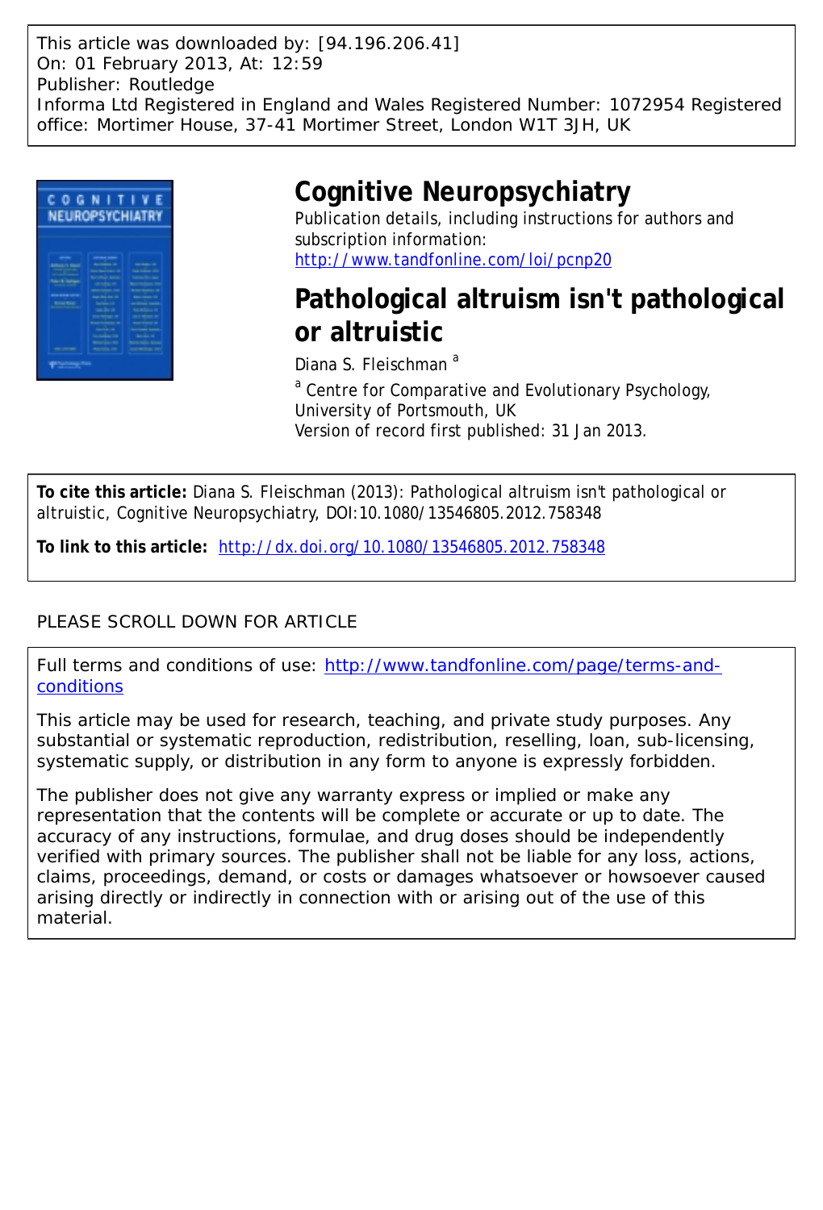This article was downloaded by: [94.196.206.41]
On: 01 February 2013, At: 12:59
Publisher: Routledge
Informa Ltd Registered in England and Wales Registered Number: 1072954 Registered office: Mortimer House, 37-41 Mortimer Street, London W1T 3JH, UK

# Cognitive Neuropsychiatry

Publication details, including instructions for authors and subscription information:
http://www.tandfonline.com/loi/pcnp20

## Pathological altruism isn't pathological or altruistic

Diana S. Fleischman [a]

[a] Centre for Comparative and Evolutionary Psychology, University of Portsmouth, UK
Version of record first published: 31 Jan 2013.

**To cite this article:** Diana S. Fleischman (2013): Pathological altruism isn't pathological or altruistic, Cognitive Neuropsychiatry, DOI:10.1080/13546805.2012.758348

**To link to this article:** http://dx.doi.org/10.1080/13546805.2012.758348

PLEASE SCROLL DOWN FOR ARTICLE

Full terms and conditions of use: http://www.tandfonline.com/page/terms-and-conditions

This article may be used for research, teaching, and private study purposes. Any substantial or systematic reproduction, redistribution, reselling, loan, sub-licensing, systematic supply, or distribution in any form to anyone is expressly forbidden.

The publisher does not give any warranty express or implied or make any representation that the contents will be complete or accurate or up to date. The accuracy of any instructions, formulae, and drug doses should be independently verified with primary sources. The publisher shall not be liable for any loss, actions, claims, proceedings, demand, or costs or damages whatsoever or howsoever caused arising directly or indirectly in connection with or arising out of the use of this material.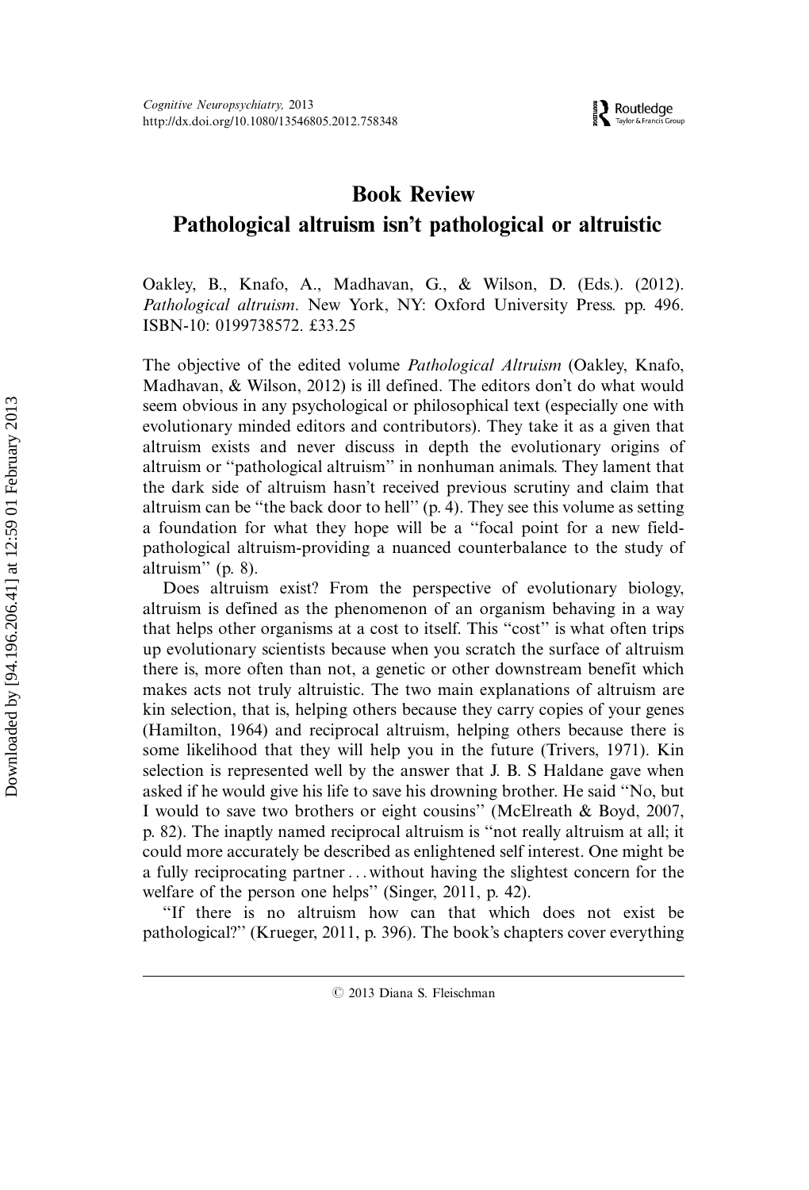# Book Review

## Pathological altruism isn't pathological or altruistic

Oakley, B., Knafo, A., Madhavan, G., & Wilson, D. (Eds.). (2012). *Pathological altruism*. New York, NY: Oxford University Press. pp. 496. ISBN-10: 0199738572. £33.25

The objective of the edited volume *Pathological Altruism* (Oakley, Knafo, Madhavan, & Wilson, 2012) is ill defined. The editors don't do what would seem obvious in any psychological or philosophical text (especially one with evolutionary minded editors and contributors). They take it as a given that altruism exists and never discuss in depth the evolutionary origins of altruism or "pathological altruism" in nonhuman animals. They lament that the dark side of altruism hasn't received previous scrutiny and claim that altruism can be "the back door to hell" (p. 4). They see this volume as setting a foundation for what they hope will be a "focal point for a new field-pathological altruism-providing a nuanced counterbalance to the study of altruism" (p. 8).

Does altruism exist? From the perspective of evolutionary biology, altruism is defined as the phenomenon of an organism behaving in a way that helps other organisms at a cost to itself. This "cost" is what often trips up evolutionary scientists because when you scratch the surface of altruism there is, more often than not, a genetic or other downstream benefit which makes acts not truly altruistic. The two main explanations of altruism are kin selection, that is, helping others because they carry copies of your genes (Hamilton, 1964) and reciprocal altruism, helping others because there is some likelihood that they will help you in the future (Trivers, 1971). Kin selection is represented well by the answer that J. B. S Haldane gave when asked if he would give his life to save his drowning brother. He said "No, but I would to save two brothers or eight cousins" (McElreath & Boyd, 2007, p. 82). The inaptly named reciprocal altruism is "not really altruism at all; it could more accurately be described as enlightened self interest. One might be a fully reciprocating partner . . . without having the slightest concern for the welfare of the person one helps" (Singer, 2011, p. 42).

"If there is no altruism how can that which does not exist be pathological?" (Krueger, 2011, p. 396). The book's chapters cover everything

© 2013 Diana S. Fleischman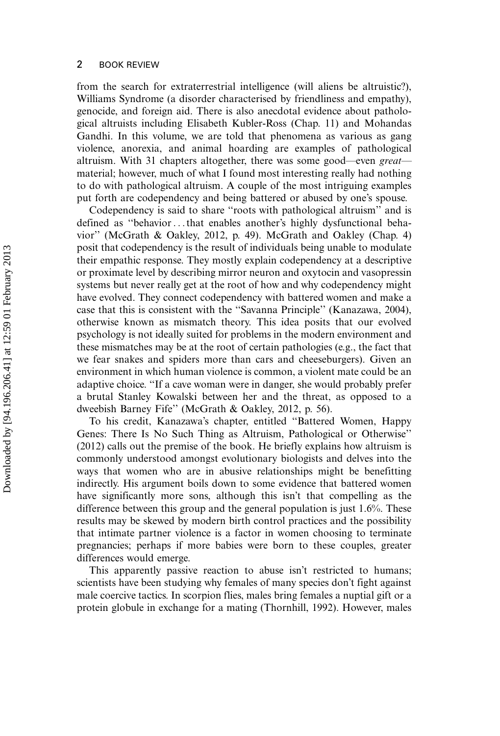from the search for extraterrestrial intelligence (will aliens be altruistic?), Williams Syndrome (a disorder characterised by friendliness and empathy), genocide, and foreign aid. There is also anecdotal evidence about pathological altruists including Elisabeth Kubler-Ross (Chap. 11) and Mohandas Gandhi. In this volume, we are told that phenomena as various as gang violence, anorexia, and animal hoarding are examples of pathological altruism. With 31 chapters altogether, there was some good—even *great*—material; however, much of what I found most interesting really had nothing to do with pathological altruism. A couple of the most intriguing examples put forth are codependency and being battered or abused by one's spouse.

Codependency is said to share "roots with pathological altruism" and is defined as "behavior . . . that enables another's highly dysfunctional behavior" (McGrath & Oakley, 2012, p. 49). McGrath and Oakley (Chap. 4) posit that codependency is the result of individuals being unable to modulate their empathic response. They mostly explain codependency at a descriptive or proximate level by describing mirror neuron and oxytocin and vasopressin systems but never really get at the root of how and why codependency might have evolved. They connect codependency with battered women and make a case that this is consistent with the "Savanna Principle" (Kanazawa, 2004), otherwise known as mismatch theory. This idea posits that our evolved psychology is not ideally suited for problems in the modern environment and these mismatches may be at the root of certain pathologies (e.g., the fact that we fear snakes and spiders more than cars and cheeseburgers). Given an environment in which human violence is common, a violent mate could be an adaptive choice. "If a cave woman were in danger, she would probably prefer a brutal Stanley Kowalski between her and the threat, as opposed to a dweebish Barney Fife" (McGrath & Oakley, 2012, p. 56).

To his credit, Kanazawa's chapter, entitled "Battered Women, Happy Genes: There Is No Such Thing as Altruism, Pathological or Otherwise" (2012) calls out the premise of the book. He briefly explains how altruism is commonly understood amongst evolutionary biologists and delves into the ways that women who are in abusive relationships might be benefitting indirectly. His argument boils down to some evidence that battered women have significantly more sons, although this isn't that compelling as the difference between this group and the general population is just 1.6%. These results may be skewed by modern birth control practices and the possibility that intimate partner violence is a factor in women choosing to terminate pregnancies; perhaps if more babies were born to these couples, greater differences would emerge.

This apparently passive reaction to abuse isn't restricted to humans; scientists have been studying why females of many species don't fight against male coercive tactics. In scorpion flies, males bring females a nuptial gift or a protein globule in exchange for a mating (Thornhill, 1992). However, males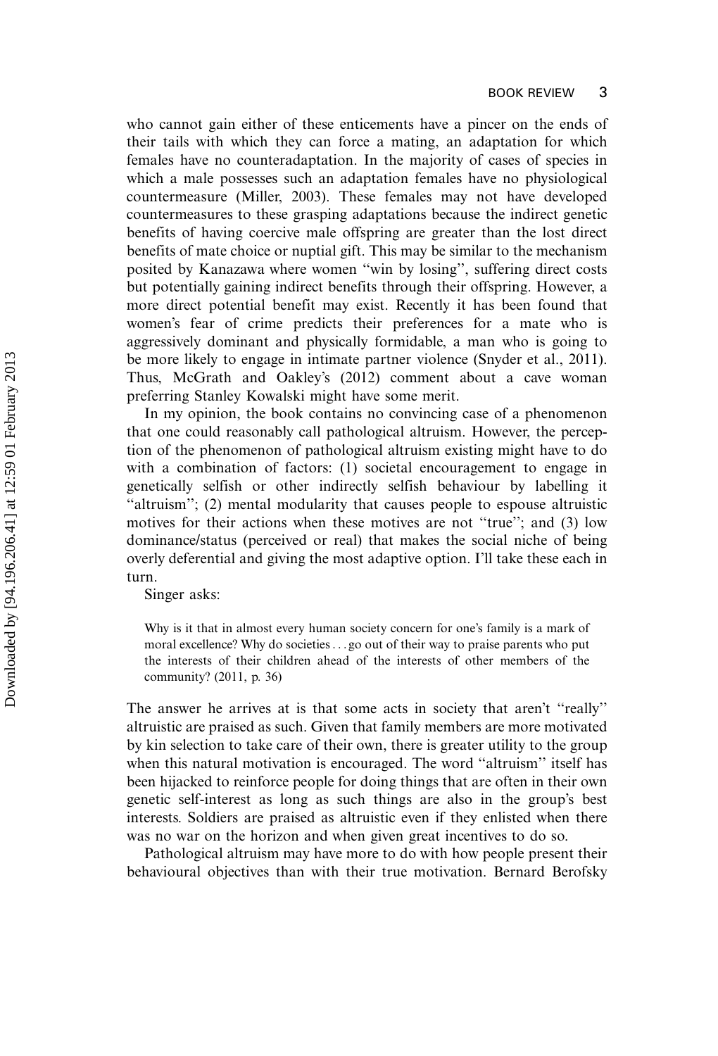who cannot gain either of these enticements have a pincer on the ends of their tails with which they can force a mating, an adaptation for which females have no counteradaptation. In the majority of cases of species in which a male possesses such an adaptation females have no physiological countermeasure (Miller, 2003). These females may not have developed countermeasures to these grasping adaptations because the indirect genetic benefits of having coercive male offspring are greater than the lost direct benefits of mate choice or nuptial gift. This may be similar to the mechanism posited by Kanazawa where women "win by losing", suffering direct costs but potentially gaining indirect benefits through their offspring. However, a more direct potential benefit may exist. Recently it has been found that women's fear of crime predicts their preferences for a mate who is aggressively dominant and physically formidable, a man who is going to be more likely to engage in intimate partner violence (Snyder et al., 2011). Thus, McGrath and Oakley's (2012) comment about a cave woman preferring Stanley Kowalski might have some merit.

In my opinion, the book contains no convincing case of a phenomenon that one could reasonably call pathological altruism. However, the perception of the phenomenon of pathological altruism existing might have to do with a combination of factors: (1) societal encouragement to engage in genetically selfish or other indirectly selfish behaviour by labelling it "altruism"; (2) mental modularity that causes people to espouse altruistic motives for their actions when these motives are not "true"; and (3) low dominance/status (perceived or real) that makes the social niche of being overly deferential and giving the most adaptive option. I'll take these each in turn.

Singer asks:

> Why is it that in almost every human society concern for one's family is a mark of moral excellence? Why do societies ... go out of their way to praise parents who put the interests of their children ahead of the interests of other members of the community? (2011, p. 36)

The answer he arrives at is that some acts in society that aren't "really" altruistic are praised as such. Given that family members are more motivated by kin selection to take care of their own, there is greater utility to the group when this natural motivation is encouraged. The word "altruism" itself has been hijacked to reinforce people for doing things that are often in their own genetic self-interest as long as such things are also in the group's best interests. Soldiers are praised as altruistic even if they enlisted when there was no war on the horizon and when given great incentives to do so.

Pathological altruism may have more to do with how people present their behavioural objectives than with their true motivation. Bernard Berofsky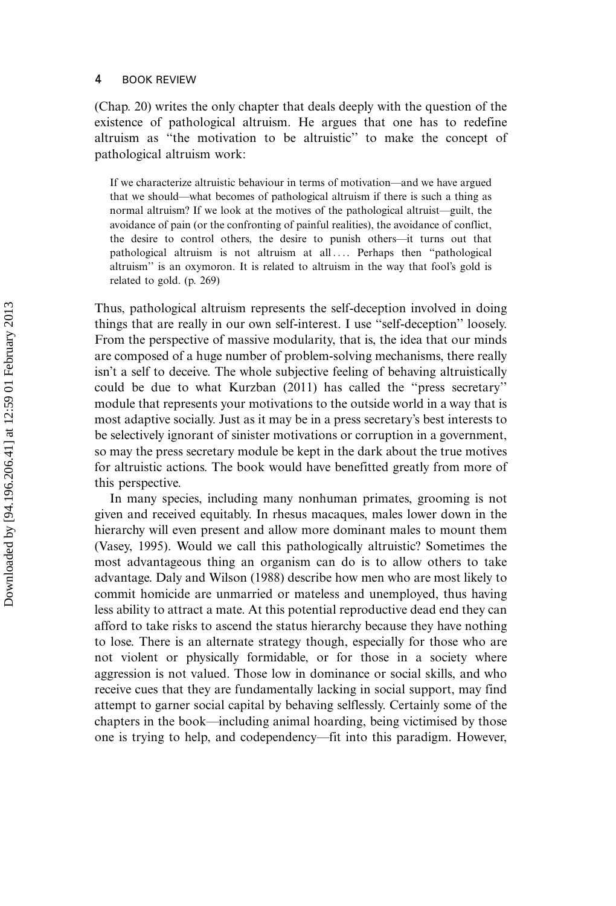(Chap. 20) writes the only chapter that deals deeply with the question of the existence of pathological altruism. He argues that one has to redefine altruism as "the motivation to be altruistic" to make the concept of pathological altruism work:

> If we characterize altruistic behaviour in terms of motivation—and we have argued that we should—what becomes of pathological altruism if there is such a thing as normal altruism? If we look at the motives of the pathological altruist—guilt, the avoidance of pain (or the confronting of painful realities), the avoidance of conflict, the desire to control others, the desire to punish others—it turns out that pathological altruism is not altruism at all .... Perhaps then "pathological altruism" is an oxymoron. It is related to altruism in the way that fool's gold is related to gold. (p. 269)

Thus, pathological altruism represents the self-deception involved in doing things that are really in our own self-interest. I use "self-deception" loosely. From the perspective of massive modularity, that is, the idea that our minds are composed of a huge number of problem-solving mechanisms, there really isn't a self to deceive. The whole subjective feeling of behaving altruistically could be due to what Kurzban (2011) has called the "press secretary" module that represents your motivations to the outside world in a way that is most adaptive socially. Just as it may be in a press secretary's best interests to be selectively ignorant of sinister motivations or corruption in a government, so may the press secretary module be kept in the dark about the true motives for altruistic actions. The book would have benefitted greatly from more of this perspective.

In many species, including many nonhuman primates, grooming is not given and received equitably. In rhesus macaques, males lower down in the hierarchy will even present and allow more dominant males to mount them (Vasey, 1995). Would we call this pathologically altruistic? Sometimes the most advantageous thing an organism can do is to allow others to take advantage. Daly and Wilson (1988) describe how men who are most likely to commit homicide are unmarried or mateless and unemployed, thus having less ability to attract a mate. At this potential reproductive dead end they can afford to take risks to ascend the status hierarchy because they have nothing to lose. There is an alternate strategy though, especially for those who are not violent or physically formidable, or for those in a society where aggression is not valued. Those low in dominance or social skills, and who receive cues that they are fundamentally lacking in social support, may find attempt to garner social capital by behaving selflessly. Certainly some of the chapters in the book—including animal hoarding, being victimised by those one is trying to help, and codependency—fit into this paradigm. However,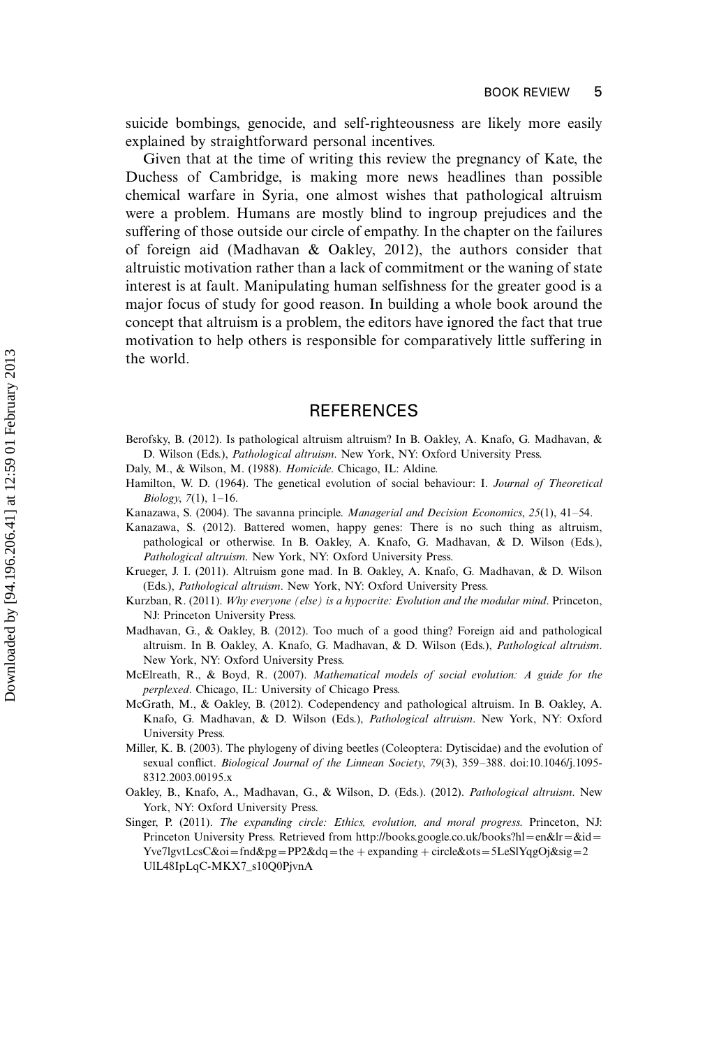suicide bombings, genocide, and self-righteousness are likely more easily explained by straightforward personal incentives.

Given that at the time of writing this review the pregnancy of Kate, the Duchess of Cambridge, is making more news headlines than possible chemical warfare in Syria, one almost wishes that pathological altruism were a problem. Humans are mostly blind to ingroup prejudices and the suffering of those outside our circle of empathy. In the chapter on the failures of foreign aid (Madhavan & Oakley, 2012), the authors consider that altruistic motivation rather than a lack of commitment or the waning of state interest is at fault. Manipulating human selfishness for the greater good is a major focus of study for good reason. In building a whole book around the concept that altruism is a problem, the editors have ignored the fact that true motivation to help others is responsible for comparatively little suffering in the world.

## REFERENCES

Berofsky, B. (2012). Is pathological altruism altruism? In B. Oakley, A. Knafo, G. Madhavan, & D. Wilson (Eds.), *Pathological altruism*. New York, NY: Oxford University Press.

Daly, M., & Wilson, M. (1988). *Homicide*. Chicago, IL: Aldine.

Hamilton, W. D. (1964). The genetical evolution of social behaviour: I. *Journal of Theoretical Biology*, *7*(1), 1–16.

Kanazawa, S. (2004). The savanna principle. *Managerial and Decision Economics*, *25*(1), 41–54.

Kanazawa, S. (2012). Battered women, happy genes: There is no such thing as altruism, pathological or otherwise. In B. Oakley, A. Knafo, G. Madhavan, & D. Wilson (Eds.), *Pathological altruism*. New York, NY: Oxford University Press.

Krueger, J. I. (2011). Altruism gone mad. In B. Oakley, A. Knafo, G. Madhavan, & D. Wilson (Eds.), *Pathological altruism*. New York, NY: Oxford University Press.

Kurzban, R. (2011). *Why everyone (else) is a hypocrite: Evolution and the modular mind*. Princeton, NJ: Princeton University Press.

Madhavan, G., & Oakley, B. (2012). Too much of a good thing? Foreign aid and pathological altruism. In B. Oakley, A. Knafo, G. Madhavan, & D. Wilson (Eds.), *Pathological altruism*. New York, NY: Oxford University Press.

McElreath, R., & Boyd, R. (2007). *Mathematical models of social evolution: A guide for the perplexed*. Chicago, IL: University of Chicago Press.

McGrath, M., & Oakley, B. (2012). Codependency and pathological altruism. In B. Oakley, A. Knafo, G. Madhavan, & D. Wilson (Eds.), *Pathological altruism*. New York, NY: Oxford University Press.

Miller, K. B. (2003). The phylogeny of diving beetles (Coleoptera: Dytiscidae) and the evolution of sexual conflict. *Biological Journal of the Linnean Society*, *79*(3), 359–388. doi:10.1046/j.1095-8312.2003.00195.x

Oakley, B., Knafo, A., Madhavan, G., & Wilson, D. (Eds.). (2012). *Pathological altruism*. New York, NY: Oxford University Press.

Singer, P. (2011). *The expanding circle: Ethics, evolution, and moral progress*. Princeton, NJ: Princeton University Press. Retrieved from http://books.google.co.uk/books?hl=en&lr=&id=Yve7lgvtLcsC&oi=fnd&pg=PP2&dq=the+expanding+circle&ots=5LeSlYqgOj&sig=2UlL48IpLqC-MKX7_s10Q0PjvnA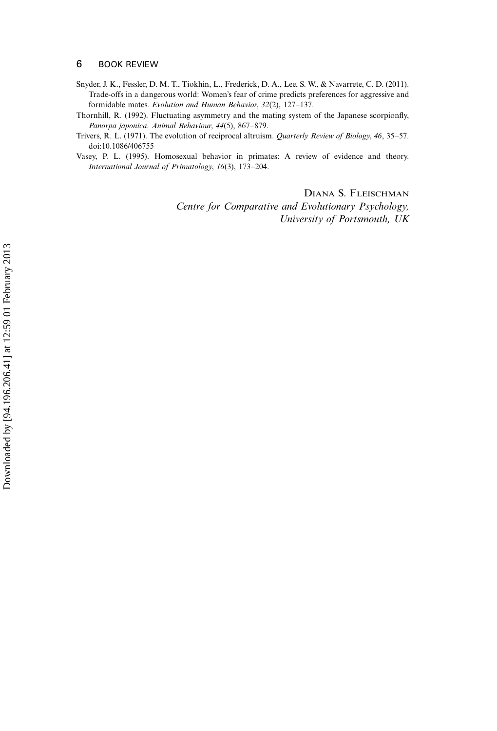Snyder, J. K., Fessler, D. M. T., Tiokhin, L., Frederick, D. A., Lee, S. W., & Navarrete, C. D. (2011). Trade-offs in a dangerous world: Women's fear of crime predicts preferences for aggressive and formidable mates. *Evolution and Human Behavior*, *32*(2), 127–137.

Thornhill, R. (1992). Fluctuating asymmetry and the mating system of the Japanese scorpionfly, *Panorpa japonica*. *Animal Behaviour*, *44*(5), 867–879.

Trivers, R. L. (1971). The evolution of reciprocal altruism. *Quarterly Review of Biology*, *46*, 35–57. doi:10.1086/406755

Vasey, P. L. (1995). Homosexual behavior in primates: A review of evidence and theory. *International Journal of Primatology*, *16*(3), 173–204.

Diana S. Fleischman
*Centre for Comparative and Evolutionary Psychology,*
*University of Portsmouth, UK*